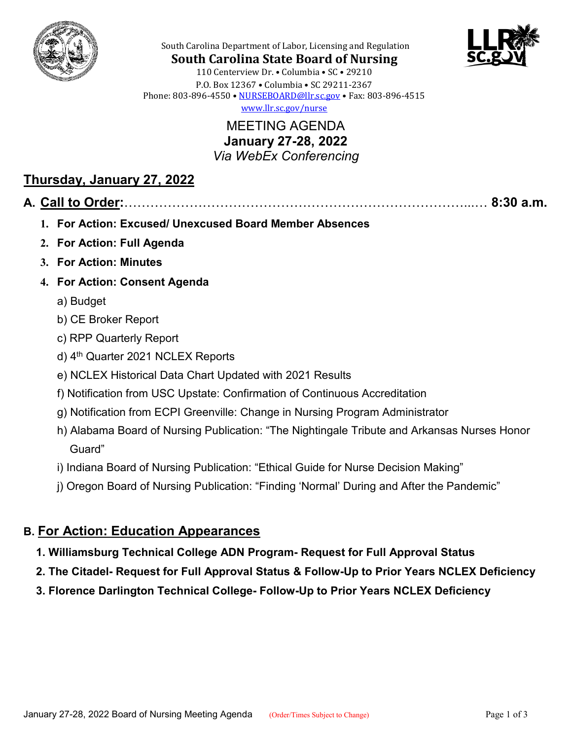South Carolina Department of Labor, Licensing and Regulation

**South Carolina State Board of Nursing**

110 Centerview Dr. • Columbia • SC • 29210
P.O. Box 12367 • Columbia • SC 29211-2367
Phone: 803-896-4550 • NURSEBOARD@llr.sc.gov • Fax: 803-896-4515
www.llr.sc.gov/nurse

# MEETING AGENDA
## January 27-28, 2022
*Via WebEx Conferencing*

## Thursday, January 27, 2022

### A. Call to Order:………………………………………………………………… 8:30 a.m.

1. **For Action: Excused/ Unexcused Board Member Absences**
2. **For Action: Full Agenda**
3. **For Action: Minutes**
4. **For Action: Consent Agenda**
   - a) Budget
   - b) CE Broker Report
   - c) RPP Quarterly Report
   - d) 4th Quarter 2021 NCLEX Reports
   - e) NCLEX Historical Data Chart Updated with 2021 Results
   - f) Notification from USC Upstate: Confirmation of Continuous Accreditation
   - g) Notification from ECPI Greenville: Change in Nursing Program Administrator
   - h) Alabama Board of Nursing Publication: "The Nightingale Tribute and Arkansas Nurses Honor Guard"
   - i) Indiana Board of Nursing Publication: "Ethical Guide for Nurse Decision Making"
   - j) Oregon Board of Nursing Publication: "Finding 'Normal' During and After the Pandemic"

### B. For Action: Education Appearances

1. **Williamsburg Technical College ADN Program- Request for Full Approval Status**
2. **The Citadel- Request for Full Approval Status & Follow-Up to Prior Years NCLEX Deficiency**
3. **Florence Darlington Technical College- Follow-Up to Prior Years NCLEX Deficiency**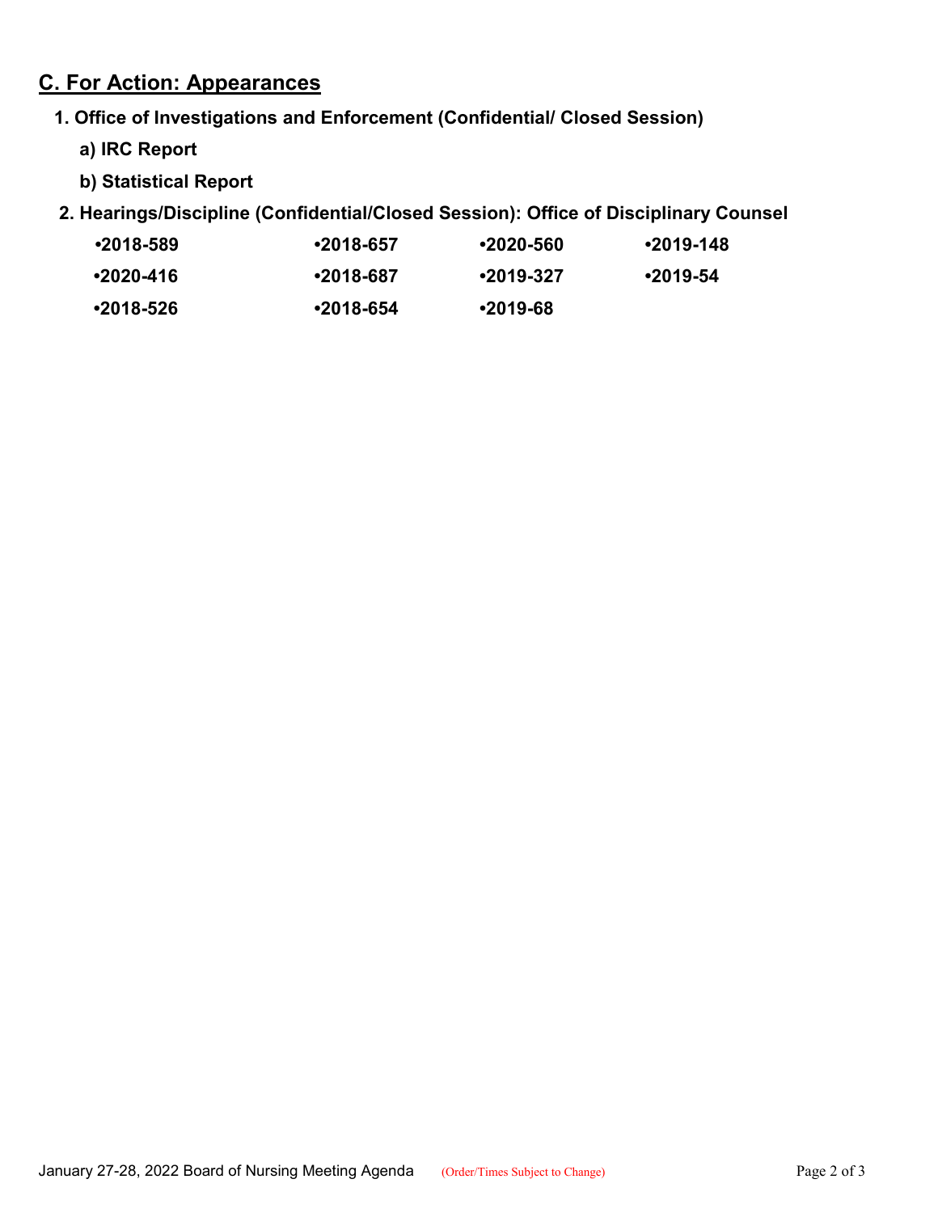## C. For Action: Appearances

**1. Office of Investigations and Enforcement (Confidential/ Closed Session)**

**a) IRC Report**

**b) Statistical Report**

**2. Hearings/Discipline (Confidential/Closed Session): Office of Disciplinary Counsel**

- **2018-589**
- **2018-657**
- **2020-560**
- **2019-148**
- **2020-416**
- **2018-687**
- **2019-327**
- **2019-54**
- **2018-526**
- **2018-654**
- **2019-68**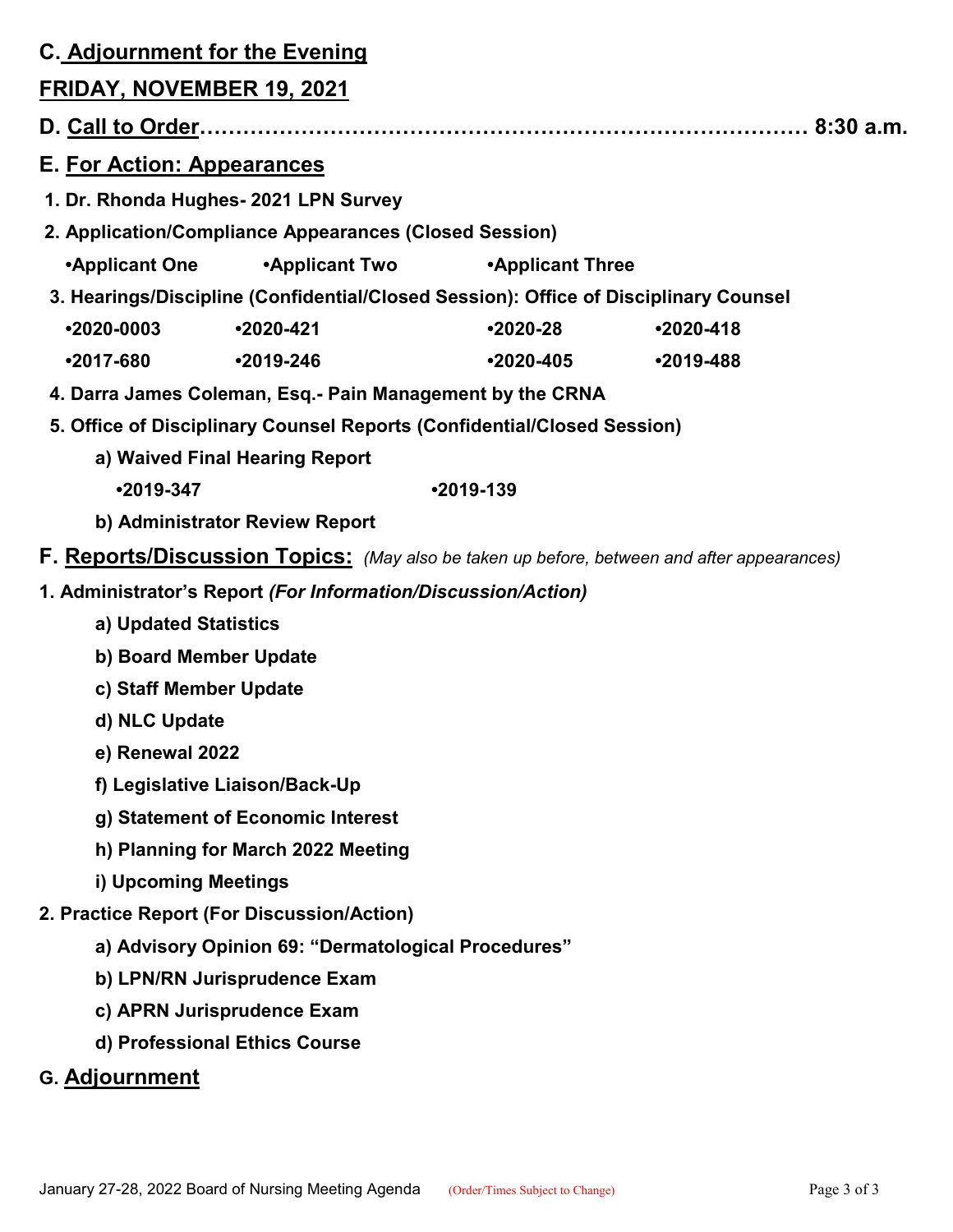## C. Adjournment for the Evening

## FRIDAY, NOVEMBER 19, 2021

## D. Call to Order…………………………………………………………………… 8:30 a.m.

## E. For Action: Appearances

**1. Dr. Rhonda Hughes- 2021 LPN Survey**

**2. Application/Compliance Appearances (Closed Session)**

- **Applicant One**
- **Applicant Two**
- **Applicant Three**

**3. Hearings/Discipline (Confidential/Closed Session): Office of Disciplinary Counsel**

- **2020-0003**
- **2020-421**
- **2020-28**
- **2020-418**
- **2017-680**
- **2019-246**
- **2020-405**
- **2019-488**

**4. Darra James Coleman, Esq.- Pain Management by the CRNA**

**5. Office of Disciplinary Counsel Reports (Confidential/Closed Session)**

**a) Waived Final Hearing Report**

- **2019-347**
- **2019-139**

**b) Administrator Review Report**

## F. Reports/Discussion Topics: *(May also be taken up before, between and after appearances)*

**1. Administrator's Report *(For Information/Discussion/Action)***

**a) Updated Statistics**

**b) Board Member Update**

**c) Staff Member Update**

**d) NLC Update**

**e) Renewal 2022**

**f) Legislative Liaison/Back-Up**

**g) Statement of Economic Interest**

**h) Planning for March 2022 Meeting**

**i) Upcoming Meetings**

**2. Practice Report (For Discussion/Action)**

**a) Advisory Opinion 69: "Dermatological Procedures"**

**b) LPN/RN Jurisprudence Exam**

**c) APRN Jurisprudence Exam**

**d) Professional Ethics Course**

## G. Adjournment